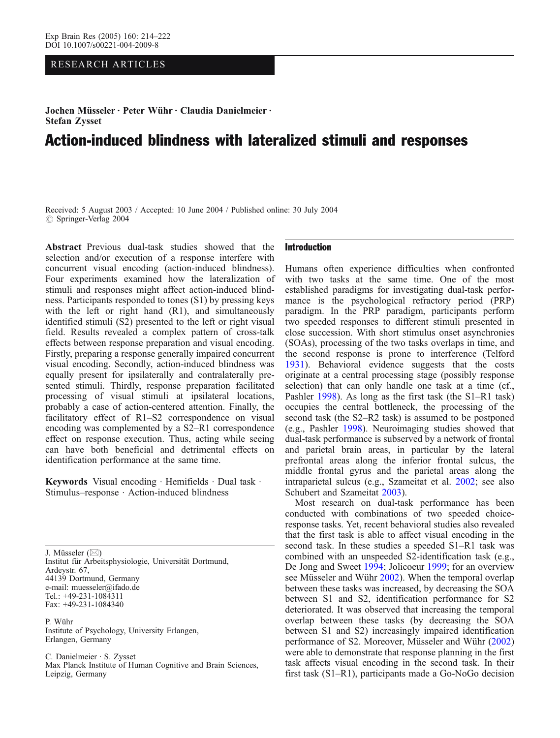RESEARCH ARTICLES

**Jochen Müsseler · Peter Wühr · Claudia Danielmeier · Stefan Zysset**

# Action-induced blindness with lateralized stimuli and responses

Received: 5 August 2003 / Accepted: 10 June 2004 / Published online: 30 July 2004
© Springer-Verlag 2004

**Abstract** Previous dual-task studies showed that the selection and/or execution of a response interfere with concurrent visual encoding (action-induced blindness). Four experiments examined how the lateralization of stimuli and responses might affect action-induced blindness. Participants responded to tones (S1) by pressing keys with the left or right hand (R1), and simultaneously identified stimuli (S2) presented to the left or right visual field. Results revealed a complex pattern of cross-talk effects between response preparation and visual encoding. Firstly, preparing a response generally impaired concurrent visual encoding. Secondly, action-induced blindness was equally present for ipsilaterally and contralaterally presented stimuli. Thirdly, response preparation facilitated processing of visual stimuli at ipsilateral locations, probably a case of action-centered attention. Finally, the facilitatory effect of R1–S2 correspondence on visual encoding was complemented by a S2–R1 correspondence effect on response execution. Thus, acting while seeing can have both beneficial and detrimental effects on identification performance at the same time.

**Keywords** Visual encoding · Hemifields · Dual task · Stimulus–response · Action-induced blindness

J. Müsseler (✉)
Institut für Arbeitsphysiologie, Universität Dortmund,
Ardeystr. 67,
44139 Dortmund, Germany
e-mail: muesseler@ifado.de
Tel.: +49-231-1084311
Fax: +49-231-1084340

P. Wühr
Institute of Psychology, University Erlangen,
Erlangen, Germany

C. Danielmeier · S. Zysset
Max Planck Institute of Human Cognitive and Brain Sciences,
Leipzig, Germany

## Introduction

Humans often experience difficulties when confronted with two tasks at the same time. One of the most established paradigms for investigating dual-task performance is the psychological refractory period (PRP) paradigm. In the PRP paradigm, participants perform two speeded responses to different stimuli presented in close succession. With short stimulus onset asynchronies (SOAs), processing of the two tasks overlaps in time, and the second response is prone to interference (Telford 1931). Behavioral evidence suggests that the costs originate at a central processing stage (possibly response selection) that can only handle one task at a time (cf., Pashler 1998). As long as the first task (the S1–R1 task) occupies the central bottleneck, the processing of the second task (the S2–R2 task) is assumed to be postponed (e.g., Pashler 1998). Neuroimaging studies showed that dual-task performance is subserved by a network of frontal and parietal brain areas, in particular by the lateral prefrontal areas along the inferior frontal sulcus, the middle frontal gyrus and the parietal areas along the intraparietal sulcus (e.g., Szameitat et al. 2002; see also Schubert and Szameitat 2003).

Most research on dual-task performance has been conducted with combinations of two speeded choice-response tasks. Yet, recent behavioral studies also revealed that the first task is able to affect visual encoding in the second task. In these studies a speeded S1–R1 task was combined with an unspeeded S2-identification task (e.g., De Jong and Sweet 1994; Jolicoeur 1999; for an overview see Müsseler and Wühr 2002). When the temporal overlap between these tasks was increased, by decreasing the SOA between S1 and S2, identification performance for S2 deteriorated. It was observed that increasing the temporal overlap between these tasks (by decreasing the SOA between S1 and S2) increasingly impaired identification performance of S2. Moreover, Müsseler and Wühr (2002) were able to demonstrate that response planning in the first task affects visual encoding in the second task. In their first task (S1–R1), participants made a Go-NoGo decision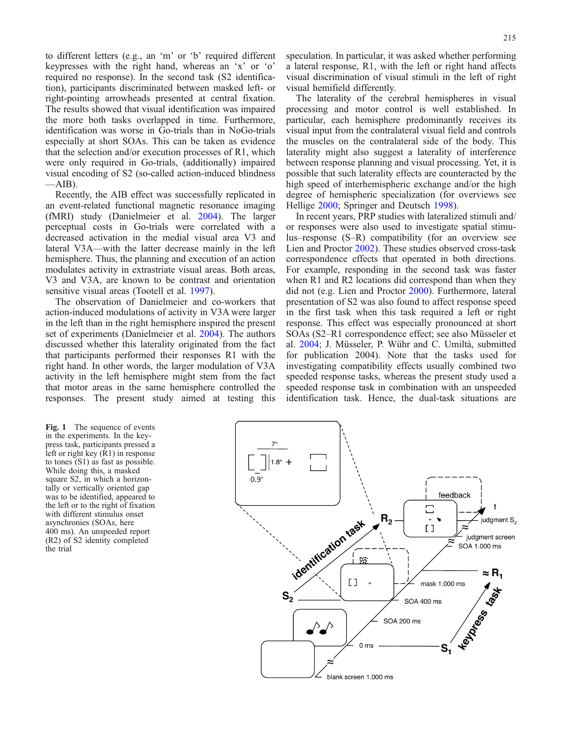to different letters (e.g., an 'm' or 'b' required different keypresses with the right hand, whereas an 'x' or 'o' required no response). In the second task (S2 identification), participants discriminated between masked left- or right-pointing arrowheads presented at central fixation. The results showed that visual identification was impaired the more both tasks overlapped in time. Furthermore, identification was worse in Go-trials than in NoGo-trials especially at short SOAs. This can be taken as evidence that the selection and/or execution processes of R1, which were only required in Go-trials, (additionally) impaired visual encoding of S2 (so-called action-induced blindness—AIB).

Recently, the AIB effect was successfully replicated in an event-related functional magnetic resonance imaging (fMRI) study (Danielmeier et al. 2004). The larger perceptual costs in Go-trials were correlated with a decreased activation in the medial visual area V3 and lateral V3A—with the latter decrease mainly in the left hemisphere. Thus, the planning and execution of an action modulates activity in extrastriate visual areas. Both areas, V3 and V3A, are known to be contrast and orientation sensitive visual areas (Tootell et al. 1997).

The observation of Danielmeier and co-workers that action-induced modulations of activity in V3A were larger in the left than in the right hemisphere inspired the present set of experiments (Danielmeier et al. 2004). The authors discussed whether this laterality originated from the fact that participants performed their responses R1 with the right hand. In other words, the larger modulation of V3A activity in the left hemisphere might stem from the fact that motor areas in the same hemisphere controlled the responses. The present study aimed at testing this speculation. In particular, it was asked whether performing a lateral response, R1, with the left or right hand affects visual discrimination of visual stimuli in the left of right visual hemifield differently.

The laterality of the cerebral hemispheres in visual processing and motor control is well established. In particular, each hemisphere predominantly receives its visual input from the contralateral visual field and controls the muscles on the contralateral side of the body. This laterality might also suggest a laterality of interference between response planning and visual processing. Yet, it is possible that such laterality effects are counteracted by the high speed of interhemispheric exchange and/or the high degree of hemispheric specialization (for overviews see Hellige 2000; Springer and Deutsch 1998).

In recent years, PRP studies with lateralized stimuli and/or responses were also used to investigate spatial stimulus–response (S–R) compatibility (for an overview see Lien and Proctor 2002). These studies observed cross-task correspondence effects that operated in both directions. For example, responding in the second task was faster when R1 and R2 locations did correspond than when they did not (e.g. Lien and Proctor 2000). Furthermore, lateral presentation of S2 was also found to affect response speed in the first task when this task required a left or right response. This effect was especially pronounced at short SOAs (S2–R1 correspondence effect; see also Müsseler et al. 2004; J. Müsseler, P. Wühr and C. Umiltà, submitted for publication 2004). Note that the tasks used for investigating compatibility effects usually combined two speeded response tasks, whereas the present study used a speeded response task in combination with an unspeeded identification task. Hence, the dual-task situations are

**Fig. 1** The sequence of events in the experiments. In the keypress task, participants pressed a left or right key (R1) in response to tones (S1) as fast as possible. While doing this, a masked square S2, in which a horizontally or vertically oriented gap was to be identified, appeared to the left or to the right of fixation with different stimulus onset asynchronies (SOAs, here 400 ms). An unspeeded report (R2) of S2 identity completed the trial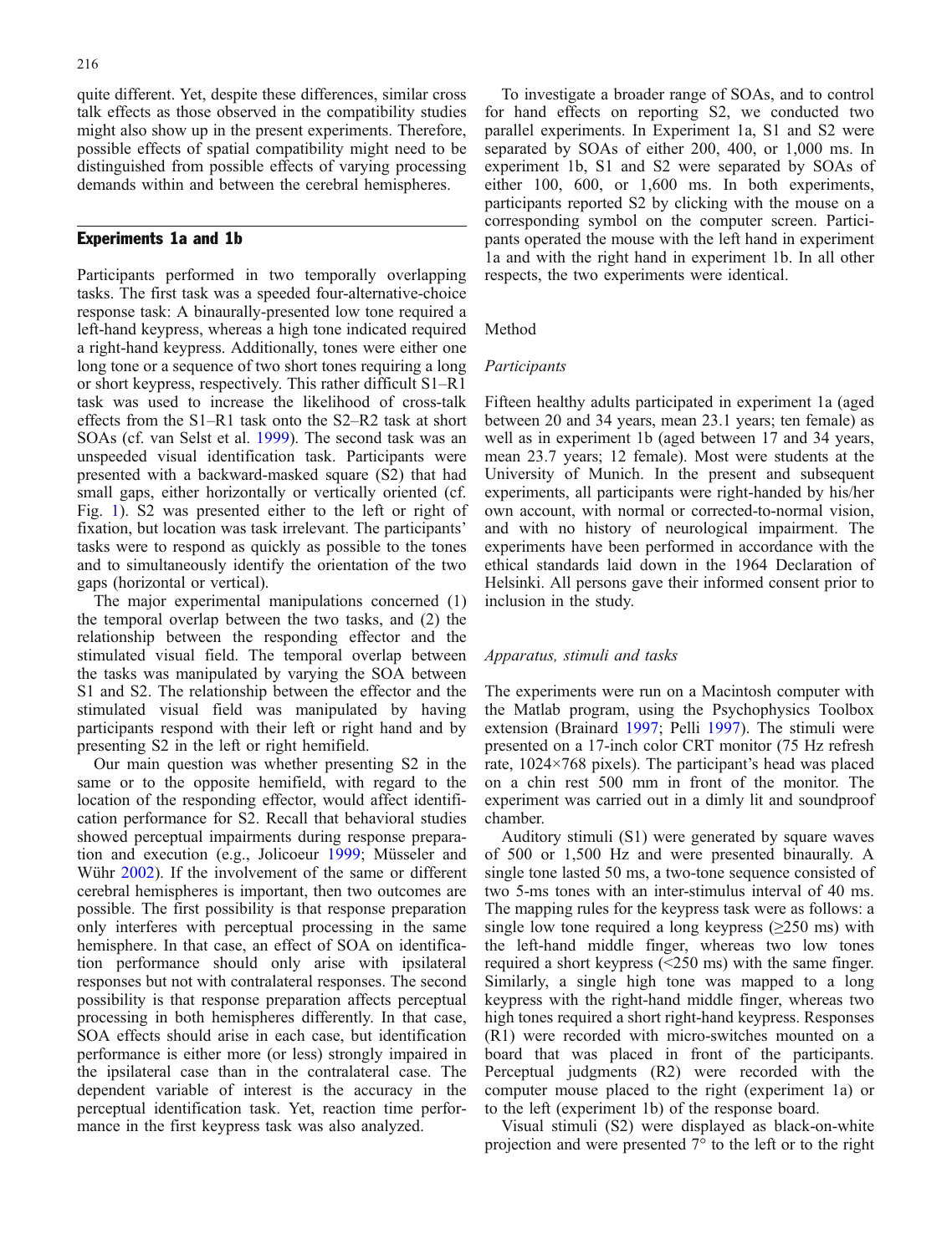quite different. Yet, despite these differences, similar cross talk effects as those observed in the compatibility studies might also show up in the present experiments. Therefore, possible effects of spatial compatibility might need to be distinguished from possible effects of varying processing demands within and between the cerebral hemispheres.

## Experiments 1a and 1b

Participants performed in two temporally overlapping tasks. The first task was a speeded four-alternative-choice response task: A binaurally-presented low tone required a left-hand keypress, whereas a high tone indicated required a right-hand keypress. Additionally, tones were either one long tone or a sequence of two short tones requiring a long or short keypress, respectively. This rather difficult S1–R1 task was used to increase the likelihood of cross-talk effects from the S1–R1 task onto the S2–R2 task at short SOAs (cf. van Selst et al. 1999). The second task was an unspeeded visual identification task. Participants were presented with a backward-masked square (S2) that had small gaps, either horizontally or vertically oriented (cf. Fig. 1). S2 was presented either to the left or right of fixation, but location was task irrelevant. The participants' tasks were to respond as quickly as possible to the tones and to simultaneously identify the orientation of the two gaps (horizontal or vertical).

The major experimental manipulations concerned (1) the temporal overlap between the two tasks, and (2) the relationship between the responding effector and the stimulated visual field. The temporal overlap between the tasks was manipulated by varying the SOA between S1 and S2. The relationship between the effector and the stimulated visual field was manipulated by having participants respond with their left or right hand and by presenting S2 in the left or right hemifield.

Our main question was whether presenting S2 in the same or to the opposite hemifield, with regard to the location of the responding effector, would affect identification performance for S2. Recall that behavioral studies showed perceptual impairments during response preparation and execution (e.g., Jolicoeur 1999; Müsseler and Wühr 2002). If the involvement of the same or different cerebral hemispheres is important, then two outcomes are possible. The first possibility is that response preparation only interferes with perceptual processing in the same hemisphere. In that case, an effect of SOA on identification performance should only arise with ipsilateral responses but not with contralateral responses. The second possibility is that response preparation affects perceptual processing in both hemispheres differently. In that case, SOA effects should arise in each case, but identification performance is either more (or less) strongly impaired in the ipsilateral case than in the contralateral case. The dependent variable of interest is the accuracy in the perceptual identification task. Yet, reaction time performance in the first keypress task was also analyzed.

To investigate a broader range of SOAs, and to control for hand effects on reporting S2, we conducted two parallel experiments. In Experiment 1a, S1 and S2 were separated by SOAs of either 200, 400, or 1,000 ms. In experiment 1b, S1 and S2 were separated by SOAs of either 100, 600, or 1,600 ms. In both experiments, participants reported S2 by clicking with the mouse on a corresponding symbol on the computer screen. Participants operated the mouse with the left hand in experiment 1a and with the right hand in experiment 1b. In all other respects, the two experiments were identical.

### Method

#### *Participants*

Fifteen healthy adults participated in experiment 1a (aged between 20 and 34 years, mean 23.1 years; ten female) as well as in experiment 1b (aged between 17 and 34 years, mean 23.7 years; 12 female). Most were students at the University of Munich. In the present and subsequent experiments, all participants were right-handed by his/her own account, with normal or corrected-to-normal vision, and with no history of neurological impairment. The experiments have been performed in accordance with the ethical standards laid down in the 1964 Declaration of Helsinki. All persons gave their informed consent prior to inclusion in the study.

#### *Apparatus, stimuli and tasks*

The experiments were run on a Macintosh computer with the Matlab program, using the Psychophysics Toolbox extension (Brainard 1997; Pelli 1997). The stimuli were presented on a 17-inch color CRT monitor (75 Hz refresh rate, 1024×768 pixels). The participant's head was placed on a chin rest 500 mm in front of the monitor. The experiment was carried out in a dimly lit and soundproof chamber.

Auditory stimuli (S1) were generated by square waves of 500 or 1,500 Hz and were presented binaurally. A single tone lasted 50 ms, a two-tone sequence consisted of two 5-ms tones with an inter-stimulus interval of 40 ms. The mapping rules for the keypress task were as follows: a single low tone required a long keypress (≥250 ms) with the left-hand middle finger, whereas two low tones required a short keypress (<250 ms) with the same finger. Similarly, a single high tone was mapped to a long keypress with the right-hand middle finger, whereas two high tones required a short right-hand keypress. Responses (R1) were recorded with micro-switches mounted on a board that was placed in front of the participants. Perceptual judgments (R2) were recorded with the computer mouse placed to the right (experiment 1a) or to the left (experiment 1b) of the response board.

Visual stimuli (S2) were displayed as black-on-white projection and were presented 7° to the left or to the right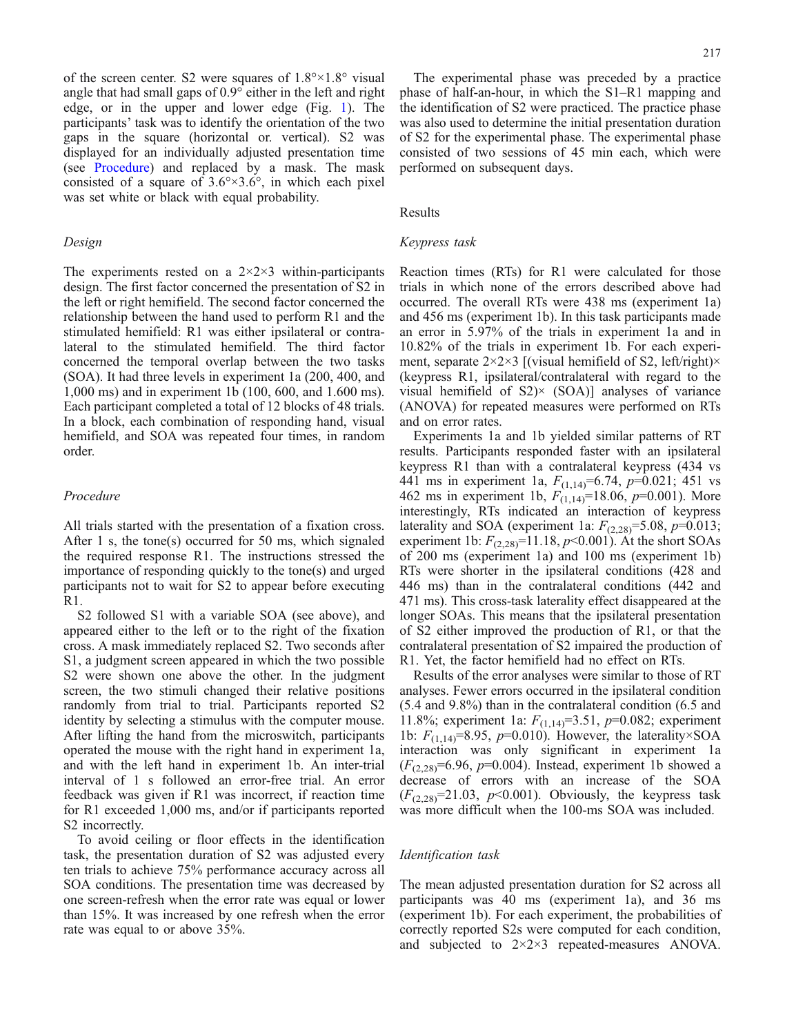of the screen center. S2 were squares of 1.8°×1.8° visual angle that had small gaps of 0.9° either in the left and right edge, or in the upper and lower edge (Fig. 1). The participants' task was to identify the orientation of the two gaps in the square (horizontal or. vertical). S2 was displayed for an individually adjusted presentation time (see Procedure) and replaced by a mask. The mask consisted of a square of 3.6°×3.6°, in which each pixel was set white or black with equal probability.

### *Design*

The experiments rested on a 2×2×3 within-participants design. The first factor concerned the presentation of S2 in the left or right hemifield. The second factor concerned the relationship between the hand used to perform R1 and the stimulated hemifield: R1 was either ipsilateral or contralateral to the stimulated hemifield. The third factor concerned the temporal overlap between the two tasks (SOA). It had three levels in experiment 1a (200, 400, and 1,000 ms) and in experiment 1b (100, 600, and 1.600 ms). Each participant completed a total of 12 blocks of 48 trials. In a block, each combination of responding hand, visual hemifield, and SOA was repeated four times, in random order.

### *Procedure*

All trials started with the presentation of a fixation cross. After 1 s, the tone(s) occurred for 50 ms, which signaled the required response R1. The instructions stressed the importance of responding quickly to the tone(s) and urged participants not to wait for S2 to appear before executing R1.

S2 followed S1 with a variable SOA (see above), and appeared either to the left or to the right of the fixation cross. A mask immediately replaced S2. Two seconds after S1, a judgment screen appeared in which the two possible S2 were shown one above the other. In the judgment screen, the two stimuli changed their relative positions randomly from trial to trial. Participants reported S2 identity by selecting a stimulus with the computer mouse. After lifting the hand from the microswitch, participants operated the mouse with the right hand in experiment 1a, and with the left hand in experiment 1b. An inter-trial interval of 1 s followed an error-free trial. An error feedback was given if R1 was incorrect, if reaction time for R1 exceeded 1,000 ms, and/or if participants reported S2 incorrectly.

To avoid ceiling or floor effects in the identification task, the presentation duration of S2 was adjusted every ten trials to achieve 75% performance accuracy across all SOA conditions. The presentation time was decreased by one screen-refresh when the error rate was equal or lower than 15%. It was increased by one refresh when the error rate was equal to or above 35%.

The experimental phase was preceded by a practice phase of half-an-hour, in which the S1–R1 mapping and the identification of S2 were practiced. The practice phase was also used to determine the initial presentation duration of S2 for the experimental phase. The experimental phase consisted of two sessions of 45 min each, which were performed on subsequent days.

## Results

### *Keypress task*

Reaction times (RTs) for R1 were calculated for those trials in which none of the errors described above had occurred. The overall RTs were 438 ms (experiment 1a) and 456 ms (experiment 1b). In this task participants made an error in 5.97% of the trials in experiment 1a and in 10.82% of the trials in experiment 1b. For each experiment, separate 2×2×3 [(visual hemifield of S2, left/right)× (keypress R1, ipsilateral/contralateral with regard to the visual hemifield of S2)× (SOA)] analyses of variance (ANOVA) for repeated measures were performed on RTs and on error rates.

Experiments 1a and 1b yielded similar patterns of RT results. Participants responded faster with an ipsilateral keypress R1 than with a contralateral keypress (434 vs 441 ms in experiment 1a, $F_{(1,14)}$=6.74, $p$=0.021; 451 vs 462 ms in experiment 1b, $F_{(1,14)}$=18.06, $p$=0.001). More interestingly, RTs indicated an interaction of keypress laterality and SOA (experiment 1a: $F_{(2,28)}$=5.08, $p$=0.013; experiment 1b: $F_{(2,28)}$=11.18, $p$<0.001). At the short SOAs of 200 ms (experiment 1a) and 100 ms (experiment 1b) RTs were shorter in the ipsilateral conditions (428 and 446 ms) than in the contralateral conditions (442 and 471 ms). This cross-task laterality effect disappeared at the longer SOAs. This means that the ipsilateral presentation of S2 either improved the production of R1, or that the contralateral presentation of S2 impaired the production of R1. Yet, the factor hemifield had no effect on RTs.

Results of the error analyses were similar to those of RT analyses. Fewer errors occurred in the ipsilateral condition (5.4 and 9.8%) than in the contralateral condition (6.5 and 11.8%; experiment 1a: $F_{(1,14)}$=3.51, $p$=0.082; experiment 1b: $F_{(1,14)}$=8.95, $p$=0.010). However, the laterality×SOA interaction was only significant in experiment 1a ($F_{(2,28)}$=6.96, $p$=0.004). Instead, experiment 1b showed a decrease of errors with an increase of the SOA ($F_{(2,28)}$=21.03, $p$<0.001). Obviously, the keypress task was more difficult when the 100-ms SOA was included.

### *Identification task*

The mean adjusted presentation duration for S2 across all participants was 40 ms (experiment 1a), and 36 ms (experiment 1b). For each experiment, the probabilities of correctly reported S2s were computed for each condition, and subjected to 2×2×3 repeated-measures ANOVA.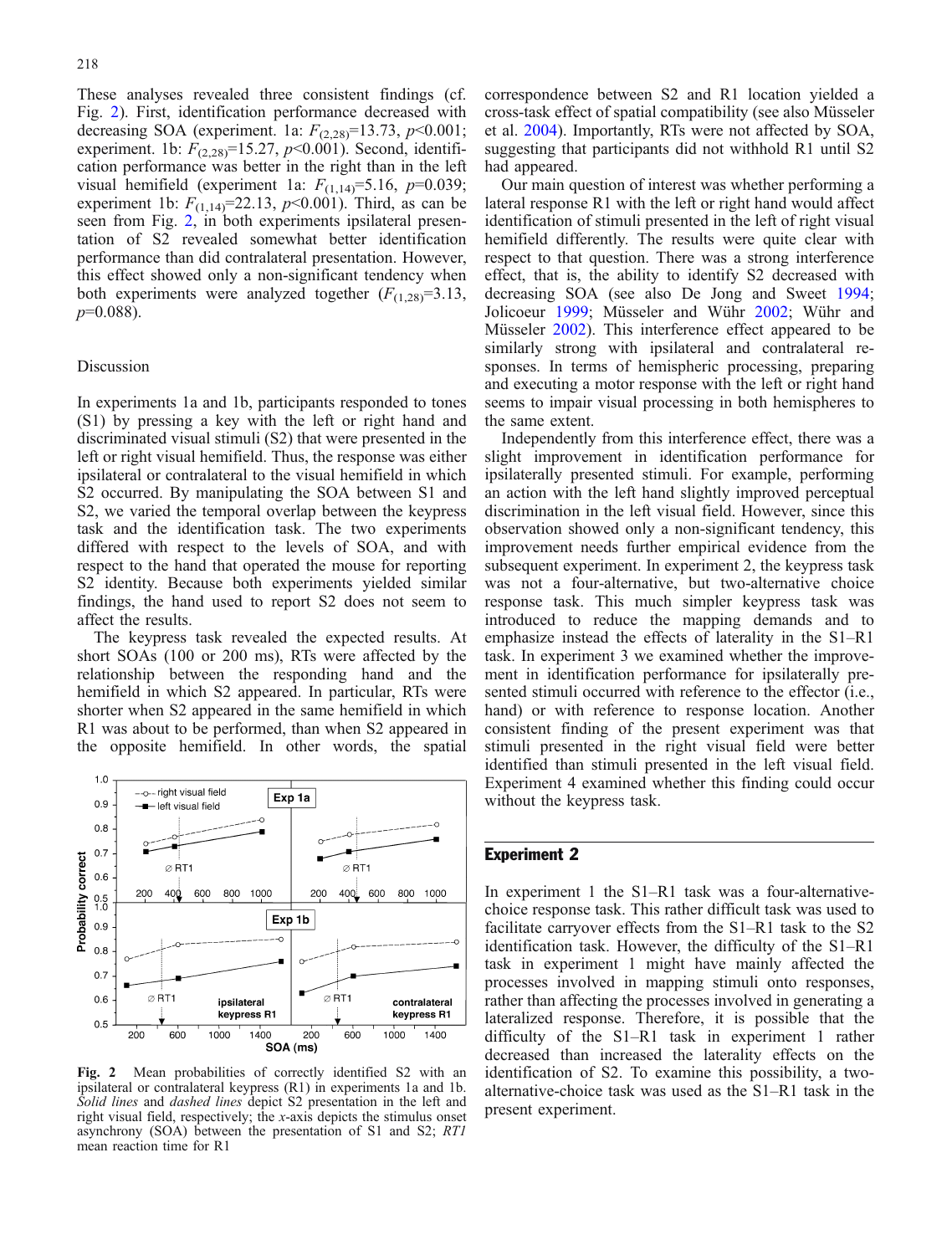These analyses revealed three consistent findings (cf. Fig. 2). First, identification performance decreased with decreasing SOA (experiment. 1a: $F_{(2,28)}$=13.73, $p$<0.001; experiment. 1b: $F_{(2,28)}$=15.27, $p$<0.001). Second, identification performance was better in the right than in the left visual hemifield (experiment 1a: $F_{(1,14)}$=5.16, $p$=0.039; experiment 1b: $F_{(1,14)}$=22.13, $p$<0.001). Third, as can be seen from Fig. 2, in both experiments ipsilateral presentation of S2 revealed somewhat better identification performance than did contralateral presentation. However, this effect showed only a non-significant tendency when both experiments were analyzed together ($F_{(1,28)}$=3.13, $p$=0.088).

## Discussion

In experiments 1a and 1b, participants responded to tones (S1) by pressing a key with the left or right hand and discriminated visual stimuli (S2) that were presented in the left or right visual hemifield. Thus, the response was either ipsilateral or contralateral to the visual hemifield in which S2 occurred. By manipulating the SOA between S1 and S2, we varied the temporal overlap between the keypress task and the identification task. The two experiments differed with respect to the levels of SOA, and with respect to the hand that operated the mouse for reporting S2 identity. Because both experiments yielded similar findings, the hand used to report S2 does not seem to affect the results.

The keypress task revealed the expected results. At short SOAs (100 or 200 ms), RTs were affected by the relationship between the responding hand and the hemifield in which S2 appeared. In particular, RTs were shorter when S2 appeared in the same hemifield in which R1 was about to be performed, than when S2 appeared in the opposite hemifield. In other words, the spatial correspondence between S2 and R1 location yielded a cross-task effect of spatial compatibility (see also Müsseler et al. 2004). Importantly, RTs were not affected by SOA, suggesting that participants did not withhold R1 until S2 had appeared.

**Fig. 2** Mean probabilities of correctly identified S2 with an ipsilateral or contralateral keypress (R1) in experiments 1a and 1b. *Solid lines* and *dashed lines* depict S2 presentation in the left and right visual field, respectively; the *x*-axis depicts the stimulus onset asynchrony (SOA) between the presentation of S1 and S2; *RT1* mean reaction time for R1

Our main question of interest was whether performing a lateral response R1 with the left or right hand would affect identification of stimuli presented in the left of right visual hemifield differently. The results were quite clear with respect to that question. There was a strong interference effect, that is, the ability to identify S2 decreased with decreasing SOA (see also De Jong and Sweet 1994; Jolicoeur 1999; Müsseler and Wühr 2002; Wühr and Müsseler 2002). This interference effect appeared to be similarly strong with ipsilateral and contralateral responses. In terms of hemispheric processing, preparing and executing a motor response with the left or right hand seems to impair visual processing in both hemispheres to the same extent.

Independently from this interference effect, there was a slight improvement in identification performance for ipsilaterally presented stimuli. For example, performing an action with the left hand slightly improved perceptual discrimination in the left visual field. However, since this observation showed only a non-significant tendency, this improvement needs further empirical evidence from the subsequent experiment. In experiment 2, the keypress task was not a four-alternative, but two-alternative choice response task. This much simpler keypress task was introduced to reduce the mapping demands and to emphasize instead the effects of laterality in the S1–R1 task. In experiment 3 we examined whether the improvement in identification performance for ipsilaterally presented stimuli occurred with reference to the effector (i.e., hand) or with reference to response location. Another consistent finding of the present experiment was that stimuli presented in the right visual field were better identified than stimuli presented in the left visual field. Experiment 4 examined whether this finding could occur without the keypress task.

## Experiment 2

In experiment 1 the S1–R1 task was a four-alternative-choice response task. This rather difficult task was used to facilitate carryover effects from the S1–R1 task to the S2 identification task. However, the difficulty of the S1–R1 task in experiment 1 might have mainly affected the processes involved in mapping stimuli onto responses, rather than affecting the processes involved in generating a lateralized response. Therefore, it is possible that the difficulty of the S1–R1 task in experiment 1 rather decreased than increased the laterality effects on the identification of S2. To examine this possibility, a two-alternative-choice task was used as the S1–R1 task in the present experiment.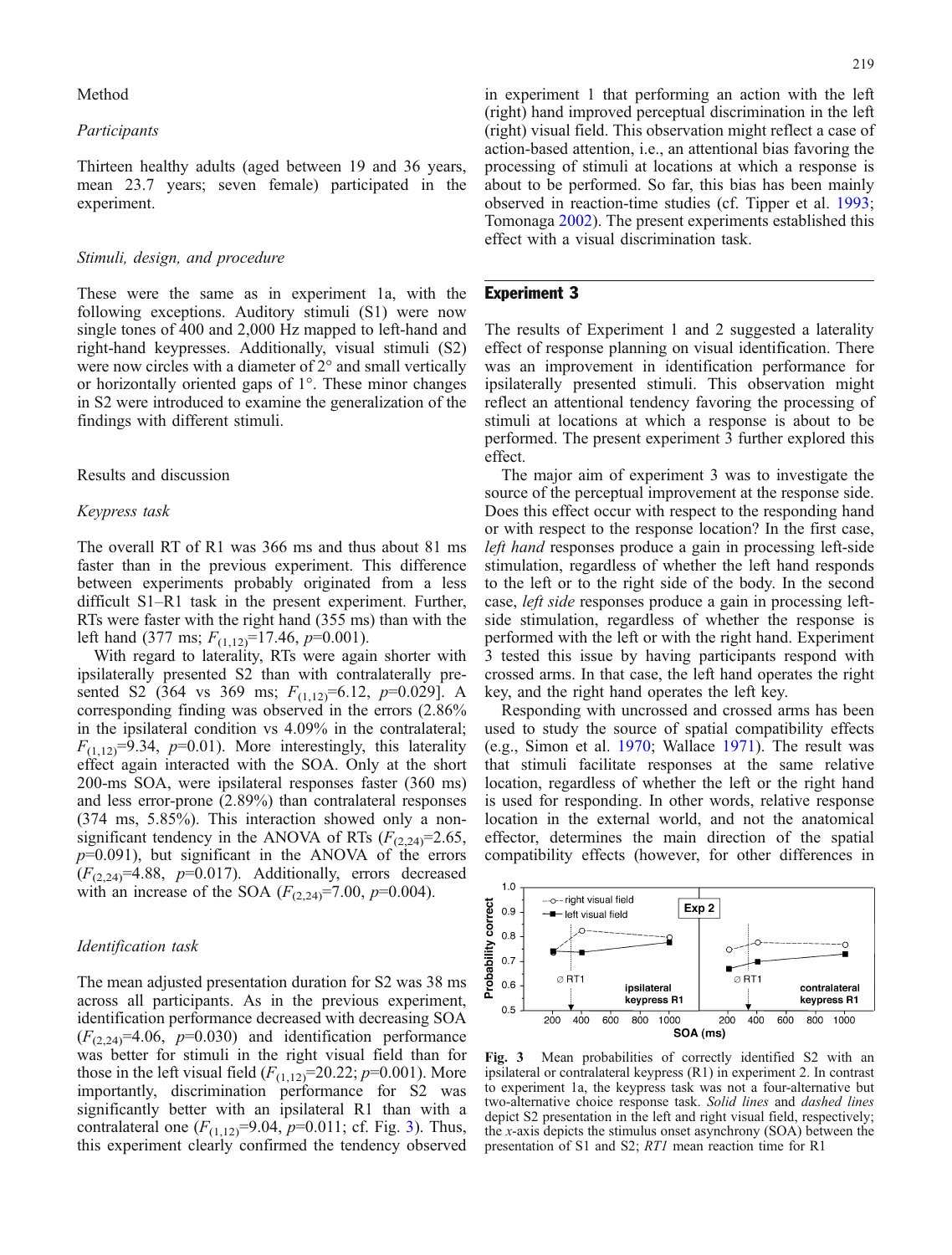## Method

### *Participants*

Thirteen healthy adults (aged between 19 and 36 years, mean 23.7 years; seven female) participated in the experiment.

### *Stimuli, design, and procedure*

These were the same as in experiment 1a, with the following exceptions. Auditory stimuli (S1) were now single tones of 400 and 2,000 Hz mapped to left-hand and right-hand keypresses. Additionally, visual stimuli (S2) were now circles with a diameter of 2° and small vertically or horizontally oriented gaps of 1°. These minor changes in S2 were introduced to examine the generalization of the findings with different stimuli.

## Results and discussion

### *Keypress task*

The overall RT of R1 was 366 ms and thus about 81 ms faster than in the previous experiment. This difference between experiments probably originated from a less difficult S1–R1 task in the present experiment. Further, RTs were faster with the right hand (355 ms) than with the left hand (377 ms; $F_{(1,12)}$=17.46, $p$=0.001).

With regard to laterality, RTs were again shorter with ipsilaterally presented S2 than with contralaterally presented S2 (364 vs 369 ms; $F_{(1,12)}$=6.12, $p$=0.029]. A corresponding finding was observed in the errors (2.86% in the ipsilateral condition vs 4.09% in the contralateral; $F_{(1,12)}$=9.34, $p$=0.01). More interestingly, this laterality effect again interacted with the SOA. Only at the short 200-ms SOA, were ipsilateral responses faster (360 ms) and less error-prone (2.89%) than contralateral responses (374 ms, 5.85%). This interaction showed only a non-significant tendency in the ANOVA of RTs ($F_{(2,24)}$=2.65, $p$=0.091), but significant in the ANOVA of the errors ($F_{(2,24)}$=4.88, $p$=0.017). Additionally, errors decreased with an increase of the SOA ($F_{(2,24)}$=7.00, $p$=0.004).

### *Identification task*

The mean adjusted presentation duration for S2 was 38 ms across all participants. As in the previous experiment, identification performance decreased with decreasing SOA ($F_{(2,24)}$=4.06, $p$=0.030) and identification performance was better for stimuli in the right visual field than for those in the left visual field ($F_{(1,12)}$=20.22; $p$=0.001). More importantly, discrimination performance for S2 was significantly better with an ipsilateral R1 than with a contralateral one ($F_{(1,12)}$=9.04, $p$=0.011; cf. Fig. 3). Thus, this experiment clearly confirmed the tendency observed in experiment 1 that performing an action with the left (right) hand improved perceptual discrimination in the left (right) visual field. This observation might reflect a case of action-based attention, i.e., an attentional bias favoring the processing of stimuli at locations at which a response is about to be performed. So far, this bias has been mainly observed in reaction-time studies (cf. Tipper et al. 1993; Tomonaga 2002). The present experiments established this effect with a visual discrimination task.

# Experiment 3

The results of Experiment 1 and 2 suggested a laterality effect of response planning on visual identification. There was an improvement in identification performance for ipsilaterally presented stimuli. This observation might reflect an attentional tendency favoring the processing of stimuli at locations at which a response is about to be performed. The present experiment 3 further explored this effect.

The major aim of experiment 3 was to investigate the source of the perceptual improvement at the response side. Does this effect occur with respect to the responding hand or with respect to the response location? In the first case, *left hand* responses produce a gain in processing left-side stimulation, regardless of whether the left hand responds to the left or to the right side of the body. In the second case, *left side* responses produce a gain in processing left-side stimulation, regardless of whether the response is performed with the left or with the right hand. Experiment 3 tested this issue by having participants respond with crossed arms. In that case, the left hand operates the right key, and the right hand operates the left key.

Responding with uncrossed and crossed arms has been used to study the source of spatial compatibility effects (e.g., Simon et al. 1970; Wallace 1971). The result was that stimuli facilitate responses at the same relative location, regardless of whether the left or the right hand is used for responding. In other words, relative response location in the external world, and not the anatomical effector, determines the main direction of the spatial compatibility effects (however, for other differences in

**Fig. 3** Mean probabilities of correctly identified S2 with an ipsilateral or contralateral keypress (R1) in experiment 2. In contrast to experiment 1a, the keypress task was not a four-alternative but two-alternative choice response task. *Solid lines* and *dashed lines* depict S2 presentation in the left and right visual field, respectively; the *x*-axis depicts the stimulus onset asynchrony (SOA) between the presentation of S1 and S2; *RT1* mean reaction time for R1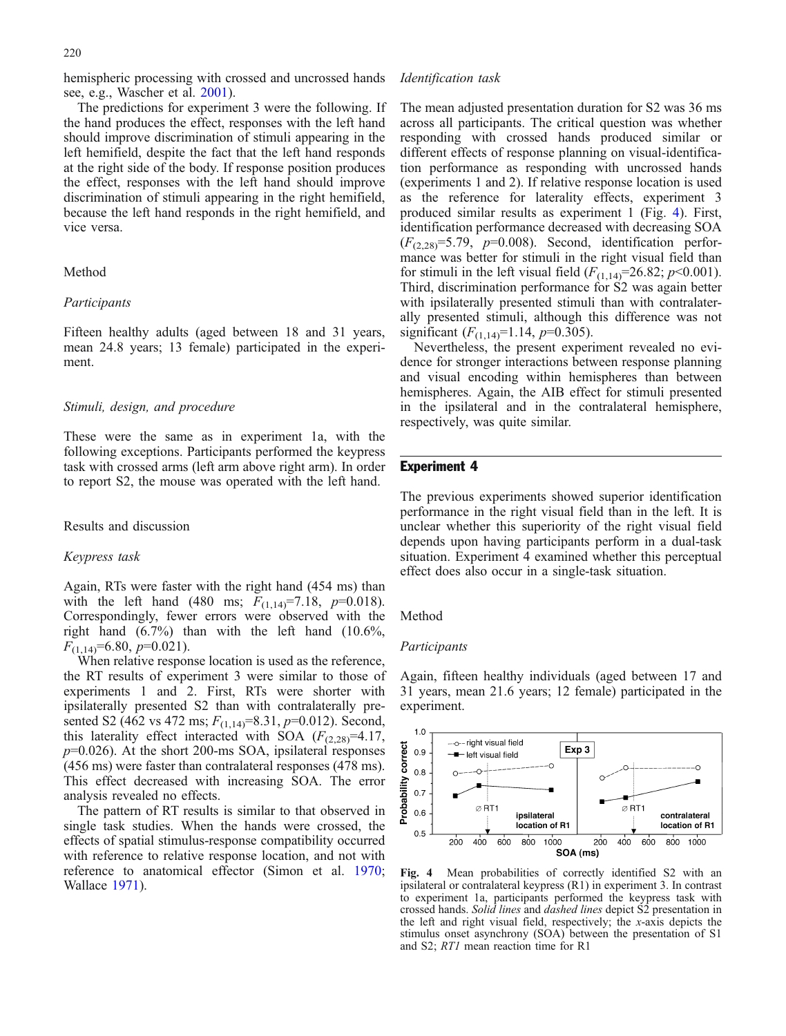hemispheric processing with crossed and uncrossed hands see, e.g., Wascher et al. 2001).

The predictions for experiment 3 were the following. If the hand produces the effect, responses with the left hand should improve discrimination of stimuli appearing in the left hemifield, despite the fact that the left hand responds at the right side of the body. If response position produces the effect, responses with the left hand should improve discrimination of stimuli appearing in the right hemifield, because the left hand responds in the right hemifield, and vice versa.

### Method

#### *Participants*

Fifteen healthy adults (aged between 18 and 31 years, mean 24.8 years; 13 female) participated in the experiment.

#### *Stimuli, design, and procedure*

These were the same as in experiment 1a, with the following exceptions. Participants performed the keypress task with crossed arms (left arm above right arm). In order to report S2, the mouse was operated with the left hand.

### Results and discussion

#### *Keypress task*

Again, RTs were faster with the right hand (454 ms) than with the left hand (480 ms; $F_{(1,14)}$=7.18, $p$=0.018). Correspondingly, fewer errors were observed with the right hand (6.7%) than with the left hand (10.6%, $F_{(1,14)}$=6.80, $p$=0.021).

When relative response location is used as the reference, the RT results of experiment 3 were similar to those of experiments 1 and 2. First, RTs were shorter with ipsilaterally presented S2 than with contralaterally presented S2 (462 vs 472 ms; $F_{(1,14)}$=8.31, $p$=0.012). Second, this laterality effect interacted with SOA ($F_{(2,28)}$=4.17, $p$=0.026). At the short 200-ms SOA, ipsilateral responses (456 ms) were faster than contralateral responses (478 ms). This effect decreased with increasing SOA. The error analysis revealed no effects.

The pattern of RT results is similar to that observed in single task studies. When the hands were crossed, the effects of spatial stimulus-response compatibility occurred with reference to relative response location, and not with reference to anatomical effector (Simon et al. 1970; Wallace 1971).

#### *Identification task*

The mean adjusted presentation duration for S2 was 36 ms across all participants. The critical question was whether responding with crossed hands produced similar or different effects of response planning on visual-identification performance as responding with uncrossed hands (experiments 1 and 2). If relative response location is used as the reference for laterality effects, experiment 3 produced similar results as experiment 1 (Fig. 4). First, identification performance decreased with decreasing SOA ($F_{(2,28)}$=5.79, $p$=0.008). Second, identification performance was better for stimuli in the right visual field than for stimuli in the left visual field ($F_{(1,14)}$=26.82; $p$<0.001). Third, discrimination performance for S2 was again better with ipsilaterally presented stimuli than with contralaterally presented stimuli, although this difference was not significant ($F_{(1,14)}$=1.14, $p$=0.305).

Nevertheless, the present experiment revealed no evidence for stronger interactions between response planning and visual encoding within hemispheres than between hemispheres. Again, the AIB effect for stimuli presented in the ipsilateral and in the contralateral hemisphere, respectively, was quite similar.

## Experiment 4

The previous experiments showed superior identification performance in the right visual field than in the left. It is unclear whether this superiority of the right visual field depends upon having participants perform in a dual-task situation. Experiment 4 examined whether this perceptual effect does also occur in a single-task situation.

### Method

#### *Participants*

Again, fifteen healthy individuals (aged between 17 and 31 years, mean 21.6 years; 12 female) participated in the experiment.

**Fig. 4** Mean probabilities of correctly identified S2 with an ipsilateral or contralateral keypress (R1) in experiment 3. In contrast to experiment 1a, participants performed the keypress task with crossed hands. *Solid lines* and *dashed lines* depict S2 presentation in the left and right visual field, respectively; the *x*-axis depicts the stimulus onset asynchrony (SOA) between the presentation of S1 and S2; *RT1* mean reaction time for R1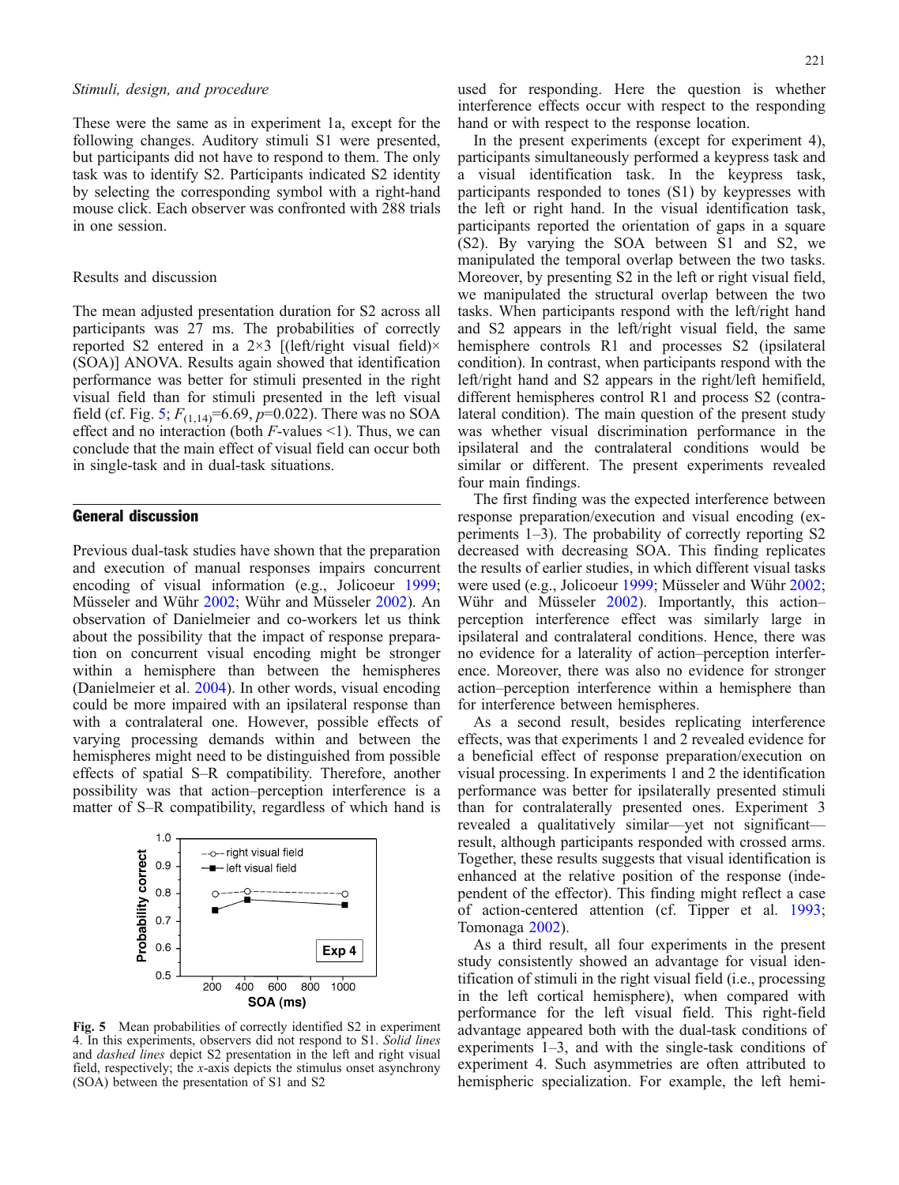*Stimuli, design, and procedure*

These were the same as in experiment 1a, except for the following changes. Auditory stimuli S1 were presented, but participants did not have to respond to them. The only task was to identify S2. Participants indicated S2 identity by selecting the corresponding symbol with a right-hand mouse click. Each observer was confronted with 288 trials in one session.

Results and discussion

The mean adjusted presentation duration for S2 across all participants was 27 ms. The probabilities of correctly reported S2 entered in a 2×3 [(left/right visual field)×(SOA)] ANOVA. Results again showed that identification performance was better for stimuli presented in the right visual field than for stimuli presented in the left visual field (cf. Fig. 5; $F_{(1,14)}=6.69$, $p=0.022$). There was no SOA effect and no interaction (both $F$-values <1). Thus, we can conclude that the main effect of visual field can occur both in single-task and in dual-task situations.

## General discussion

Previous dual-task studies have shown that the preparation and execution of manual responses impairs concurrent encoding of visual information (e.g., Jolicoeur 1999; Müsseler and Wühr 2002; Wühr and Müsseler 2002). An observation of Danielmeier and co-workers let us think about the possibility that the impact of response preparation on concurrent visual encoding might be stronger within a hemisphere than between the hemispheres (Danielmeier et al. 2004). In other words, visual encoding could be more impaired with an ipsilateral response than with a contralateral one. However, possible effects of varying processing demands within and between the hemispheres might need to be distinguished from possible effects of spatial S–R compatibility. Therefore, another possibility was that action–perception interference is a matter of S–R compatibility, regardless of which hand is used for responding. Here the question is whether interference effects occur with respect to the responding hand or with respect to the response location.

**Fig. 5** Mean probabilities of correctly identified S2 in experiment 4. In this experiments, observers did not respond to S1. *Solid lines* and *dashed lines* depict S2 presentation in the left and right visual field, respectively; the *x*-axis depicts the stimulus onset asynchrony (SOA) between the presentation of S1 and S2

In the present experiments (except for experiment 4), participants simultaneously performed a keypress task and a visual identification task. In the keypress task, participants responded to tones (S1) by keypresses with the left or right hand. In the visual identification task, participants reported the orientation of gaps in a square (S2). By varying the SOA between S1 and S2, we manipulated the temporal overlap between the two tasks. Moreover, by presenting S2 in the left or right visual field, we manipulated the structural overlap between the two tasks. When participants respond with the left/right hand and S2 appears in the left/right visual field, the same hemisphere controls R1 and processes S2 (ipsilateral condition). In contrast, when participants respond with the left/right hand and S2 appears in the right/left hemifield, different hemispheres control R1 and process S2 (contralateral condition). The main question of the present study was whether visual discrimination performance in the ipsilateral and the contralateral conditions would be similar or different. The present experiments revealed four main findings.

The first finding was the expected interference between response preparation/execution and visual encoding (experiments 1–3). The probability of correctly reporting S2 decreased with decreasing SOA. This finding replicates the results of earlier studies, in which different visual tasks were used (e.g., Jolicoeur 1999; Müsseler and Wühr 2002; Wühr and Müsseler 2002). Importantly, this action–perception interference effect was similarly large in ipsilateral and contralateral conditions. Hence, there was no evidence for a laterality of action–perception interference. Moreover, there was also no evidence for stronger action–perception interference within a hemisphere than for interference between hemispheres.

As a second result, besides replicating interference effects, was that experiments 1 and 2 revealed evidence for a beneficial effect of response preparation/execution on visual processing. In experiments 1 and 2 the identification performance was better for ipsilaterally presented stimuli than for contralaterally presented ones. Experiment 3 revealed a qualitatively similar—yet not significant—result, although participants responded with crossed arms. Together, these results suggests that visual identification is enhanced at the relative position of the response (independent of the effector). This finding might reflect a case of action-centered attention (cf. Tipper et al. 1993; Tomonaga 2002).

As a third result, all four experiments in the present study consistently showed an advantage for visual identification of stimuli in the right visual field (i.e., processing in the left cortical hemisphere), when compared with performance for the left visual field. This right-field advantage appeared both with the dual-task conditions of experiments 1–3, and with the single-task conditions of experiment 4. Such asymmetries are often attributed to hemispheric specialization. For example, the left hemi-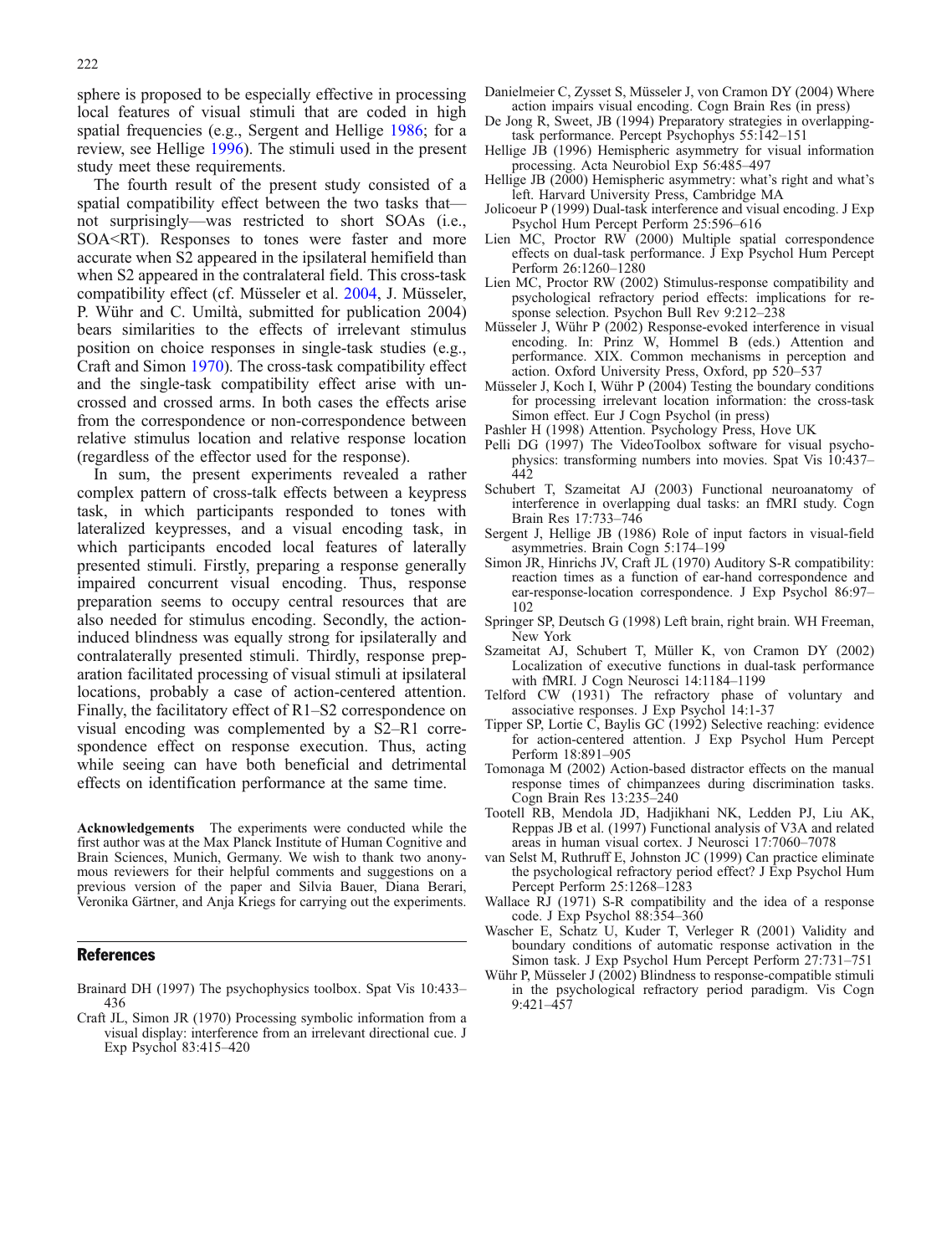sphere is proposed to be especially effective in processing local features of visual stimuli that are coded in high spatial frequencies (e.g., Sergent and Hellige 1986; for a review, see Hellige 1996). The stimuli used in the present study meet these requirements.

The fourth result of the present study consisted of a spatial compatibility effect between the two tasks that—not surprisingly—was restricted to short SOAs (i.e., SOA<RT). Responses to tones were faster and more accurate when S2 appeared in the ipsilateral hemifield than when S2 appeared in the contralateral field. This cross-task compatibility effect (cf. Müsseler et al. 2004, J. Müsseler, P. Wühr and C. Umiltà, submitted for publication 2004) bears similarities to the effects of irrelevant stimulus position on choice responses in single-task studies (e.g., Craft and Simon 1970). The cross-task compatibility effect and the single-task compatibility effect arise with uncrossed and crossed arms. In both cases the effects arise from the correspondence or non-correspondence between relative stimulus location and relative response location (regardless of the effector used for the response).

In sum, the present experiments revealed a rather complex pattern of cross-talk effects between a keypress task, in which participants responded to tones with lateralized keypresses, and a visual encoding task, in which participants encoded local features of laterally presented stimuli. Firstly, preparing a response generally impaired concurrent visual encoding. Thus, response preparation seems to occupy central resources that are also needed for stimulus encoding. Secondly, the action-induced blindness was equally strong for ipsilaterally and contralaterally presented stimuli. Thirdly, response preparation facilitated processing of visual stimuli at ipsilateral locations, probably a case of action-centered attention. Finally, the facilitatory effect of R1–S2 correspondence on visual encoding was complemented by a S2–R1 correspondence effect on response execution. Thus, acting while seeing can have both beneficial and detrimental effects on identification performance at the same time.

**Acknowledgements** The experiments were conducted while the first author was at the Max Planck Institute of Human Cognitive and Brain Sciences, Munich, Germany. We wish to thank two anonymous reviewers for their helpful comments and suggestions on a previous version of the paper and Silvia Bauer, Diana Berari, Veronika Gärtner, and Anja Kriegs for carrying out the experiments.

## References

Brainard DH (1997) The psychophysics toolbox. Spat Vis 10:433–436

Craft JL, Simon JR (1970) Processing symbolic information from a visual display: interference from an irrelevant directional cue. J Exp Psychol 83:415–420

Danielmeier C, Zysset S, Müsseler J, von Cramon DY (2004) Where action impairs visual encoding. Cogn Brain Res (in press)

De Jong R, Sweet, JB (1994) Preparatory strategies in overlapping-task performance. Percept Psychophys 55:142–151

Hellige JB (1996) Hemispheric asymmetry for visual information processing. Acta Neurobiol Exp 56:485–497

Hellige JB (2000) Hemispheric asymmetry: what's right and what's left. Harvard University Press, Cambridge MA

Jolicoeur P (1999) Dual-task interference and visual encoding. J Exp Psychol Hum Percept Perform 25:596–616

Lien MC, Proctor RW (2000) Multiple spatial correspondence effects on dual-task performance. J Exp Psychol Hum Percept Perform 26:1260–1280

Lien MC, Proctor RW (2002) Stimulus-response compatibility and psychological refractory period effects: implications for response selection. Psychon Bull Rev 9:212–238

Müsseler J, Wühr P (2002) Response-evoked interference in visual encoding. In: Prinz W, Hommel B (eds.) Attention and performance. XIX. Common mechanisms in perception and action. Oxford University Press, Oxford, pp 520–537

Müsseler J, Koch I, Wühr P (2004) Testing the boundary conditions for processing irrelevant location information: the cross-task Simon effect. Eur J Cogn Psychol (in press)

Pashler H (1998) Attention. Psychology Press, Hove UK

Pelli DG (1997) The VideoToolbox software for visual psychophysics: transforming numbers into movies. Spat Vis 10:437–442

Schubert T, Szameitat AJ (2003) Functional neuroanatomy of interference in overlapping dual tasks: an fMRI study. Cogn Brain Res 17:733–746

Sergent J, Hellige JB (1986) Role of input factors in visual-field asymmetries. Brain Cogn 5:174–199

Simon JR, Hinrichs JV, Craft JL (1970) Auditory S-R compatibility: reaction times as a function of ear-hand correspondence and ear-response-location correspondence. J Exp Psychol 86:97–102

Springer SP, Deutsch G (1998) Left brain, right brain. WH Freeman, New York

Szameitat AJ, Schubert T, Müller K, von Cramon DY (2002) Localization of executive functions in dual-task performance with fMRI. J Cogn Neurosci 14:1184–1199

Telford CW (1931) The refractory phase of voluntary and associative responses. J Exp Psychol 14:1-37

Tipper SP, Lortie C, Baylis GC (1992) Selective reaching: evidence for action-centered attention. J Exp Psychol Hum Percept Perform 18:891–905

Tomonaga M (2002) Action-based distractor effects on the manual response times of chimpanzees during discrimination tasks. Cogn Brain Res 13:235–240

Tootell RB, Mendola JD, Hadjikhani NK, Ledden PJ, Liu AK, Reppas JB et al. (1997) Functional analysis of V3A and related areas in human visual cortex. J Neurosci 17:7060–7078

van Selst M, Ruthruff E, Johnston JC (1999) Can practice eliminate the psychological refractory period effect? J Exp Psychol Hum Percept Perform 25:1268–1283

Wallace RJ (1971) S-R compatibility and the idea of a response code. J Exp Psychol 88:354–360

Wascher E, Schatz U, Kuder T, Verleger R (2001) Validity and boundary conditions of automatic response activation in the Simon task. J Exp Psychol Hum Percept Perform 27:731–751

Wühr P, Müsseler J (2002) Blindness to response-compatible stimuli in the psychological refractory period paradigm. Vis Cogn 9:421–457